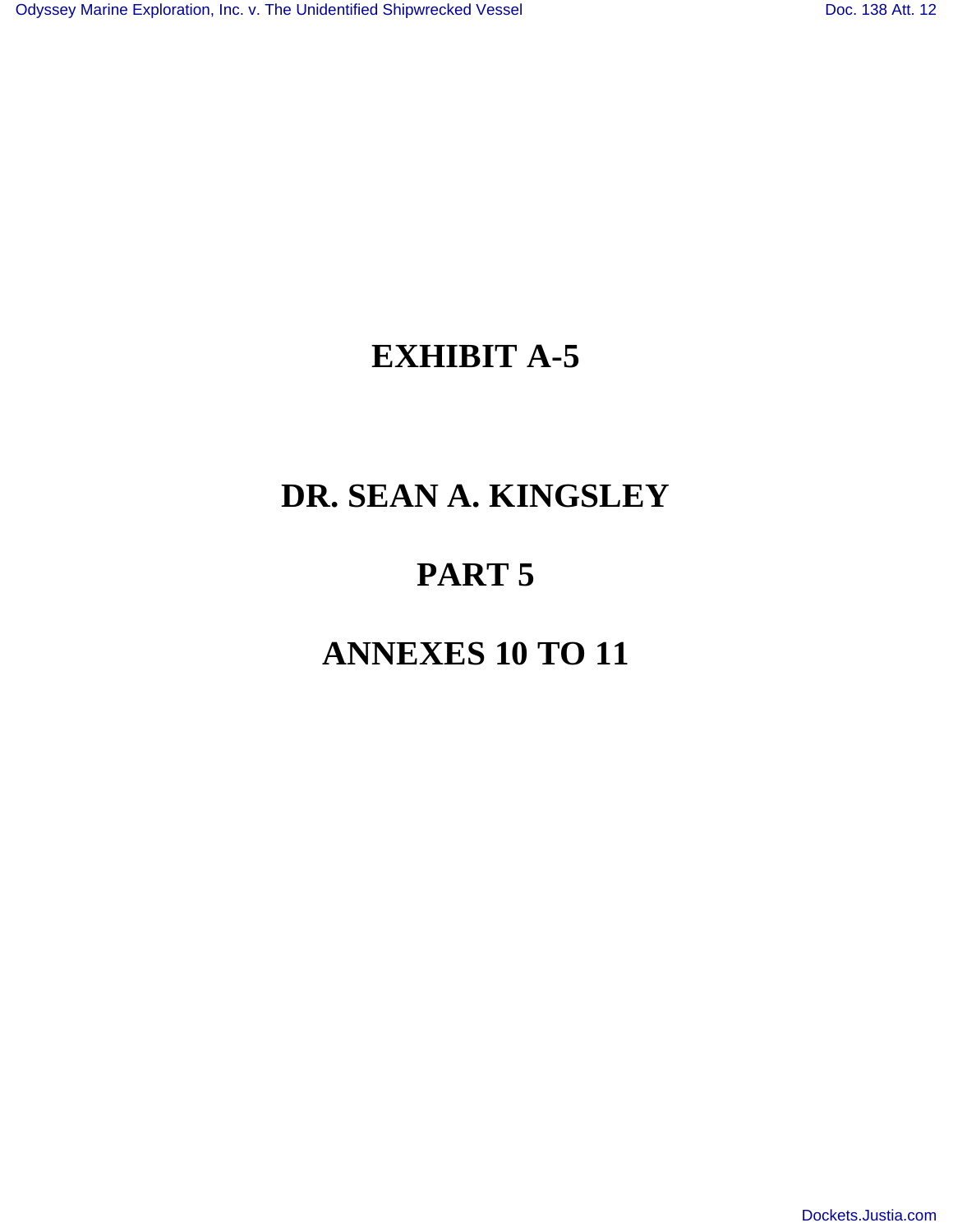# EXHIBIT A-5

# DR. SEAN A. KINGSLEY

# PART 5

# ANNEXES 10 TO 11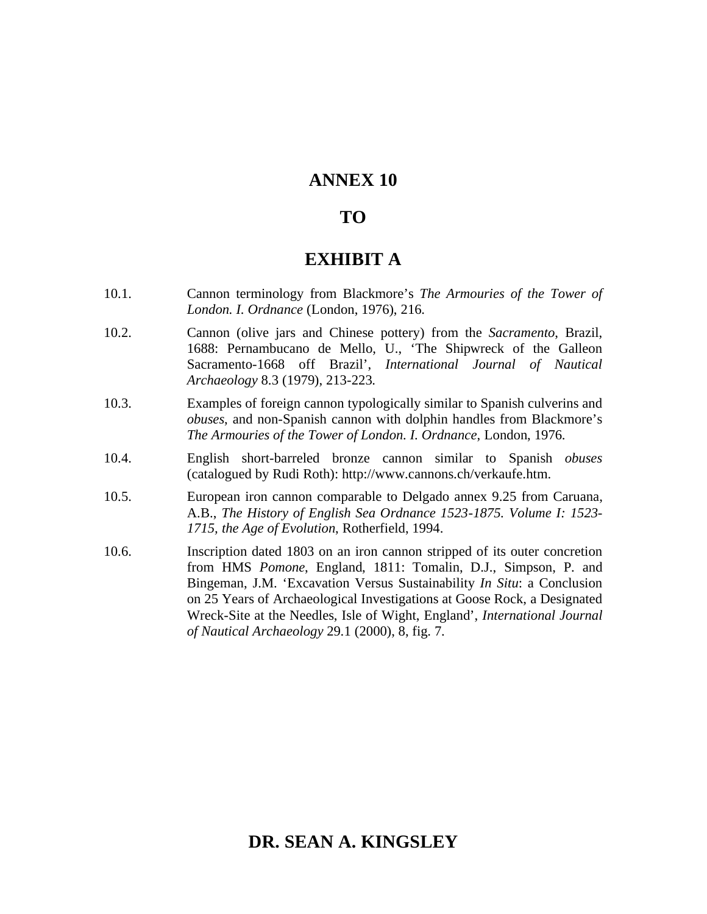# ANNEX 10

# TO

# EXHIBIT A

10.1. Cannon terminology from Blackmore's *The Armouries of the Tower of London. I. Ordnance* (London, 1976), 216.

10.2. Cannon (olive jars and Chinese pottery) from the *Sacramento*, Brazil, 1688: Pernambucano de Mello, U., 'The Shipwreck of the Galleon Sacramento-1668 off Brazil', *International Journal of Nautical Archaeology* 8.3 (1979), 213-223.

10.3. Examples of foreign cannon typologically similar to Spanish culverins and *obuses*, and non-Spanish cannon with dolphin handles from Blackmore's *The Armouries of the Tower of London. I. Ordnance*, London, 1976.

10.4. English short-barreled bronze cannon similar to Spanish *obuses* (catalogued by Rudi Roth): http://www.cannons.ch/verkaufe.htm.

10.5. European iron cannon comparable to Delgado annex 9.25 from Caruana, A.B., *The History of English Sea Ordnance 1523-1875. Volume I: 1523-1715, the Age of Evolution*, Rotherfield, 1994.

10.6. Inscription dated 1803 on an iron cannon stripped of its outer concretion from HMS *Pomone*, England, 1811: Tomalin, D.J., Simpson, P. and Bingeman, J.M. 'Excavation Versus Sustainability *In Situ*: a Conclusion on 25 Years of Archaeological Investigations at Goose Rock, a Designated Wreck-Site at the Needles, Isle of Wight, England', *International Journal of Nautical Archaeology* 29.1 (2000), 8, fig. 7.

**DR. SEAN A. KINGSLEY**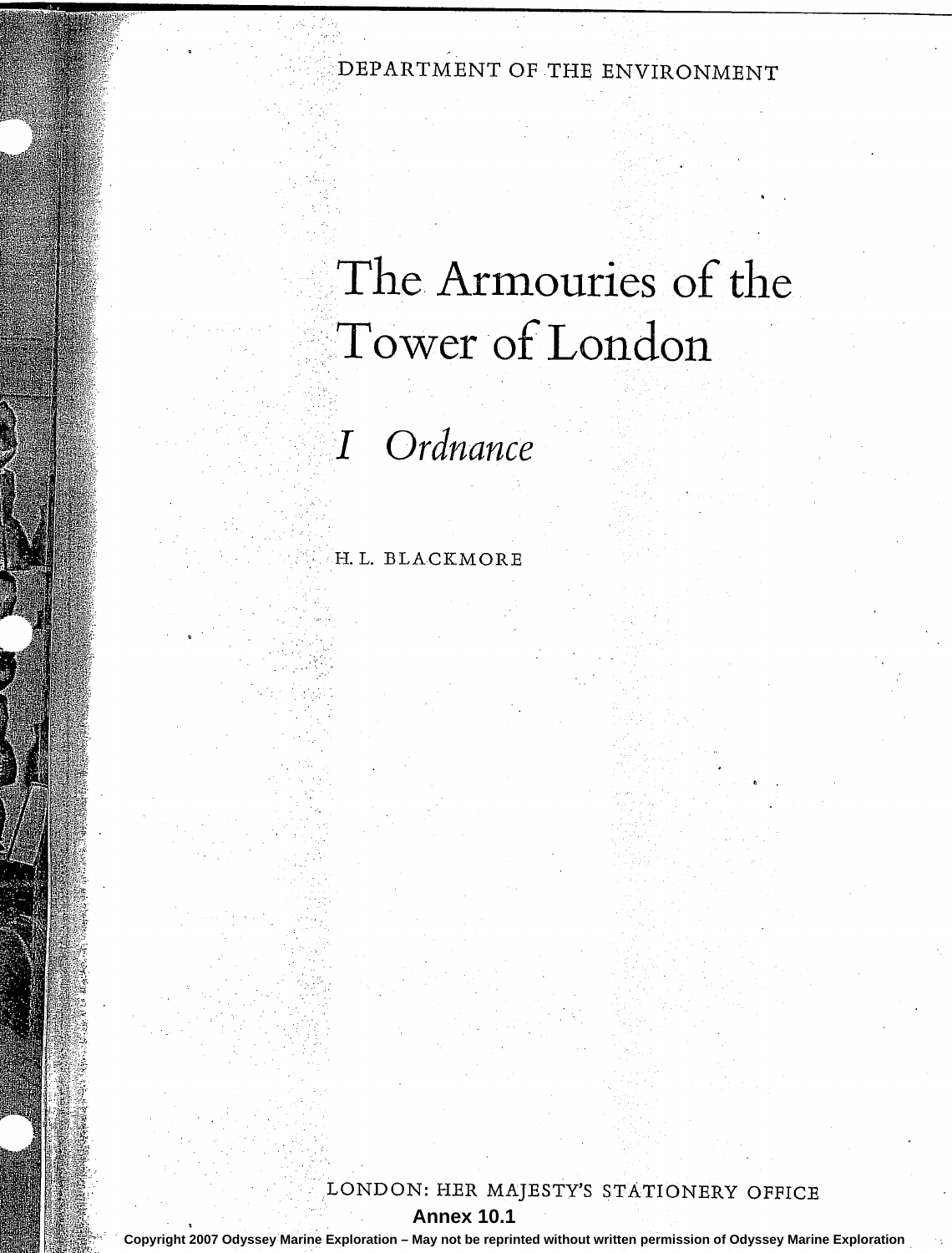DEPARTMENT OF THE ENVIRONMENT

# The Armouries of the Tower of London

## *I Ordnance*

H. L. BLACKMORE

LONDON: HER MAJESTY'S STATIONERY OFFICE

**Annex 10.1**

**Copyright 2007 Odyssey Marine Exploration – May not be reprinted without written permission of Odyssey Marine Exploration**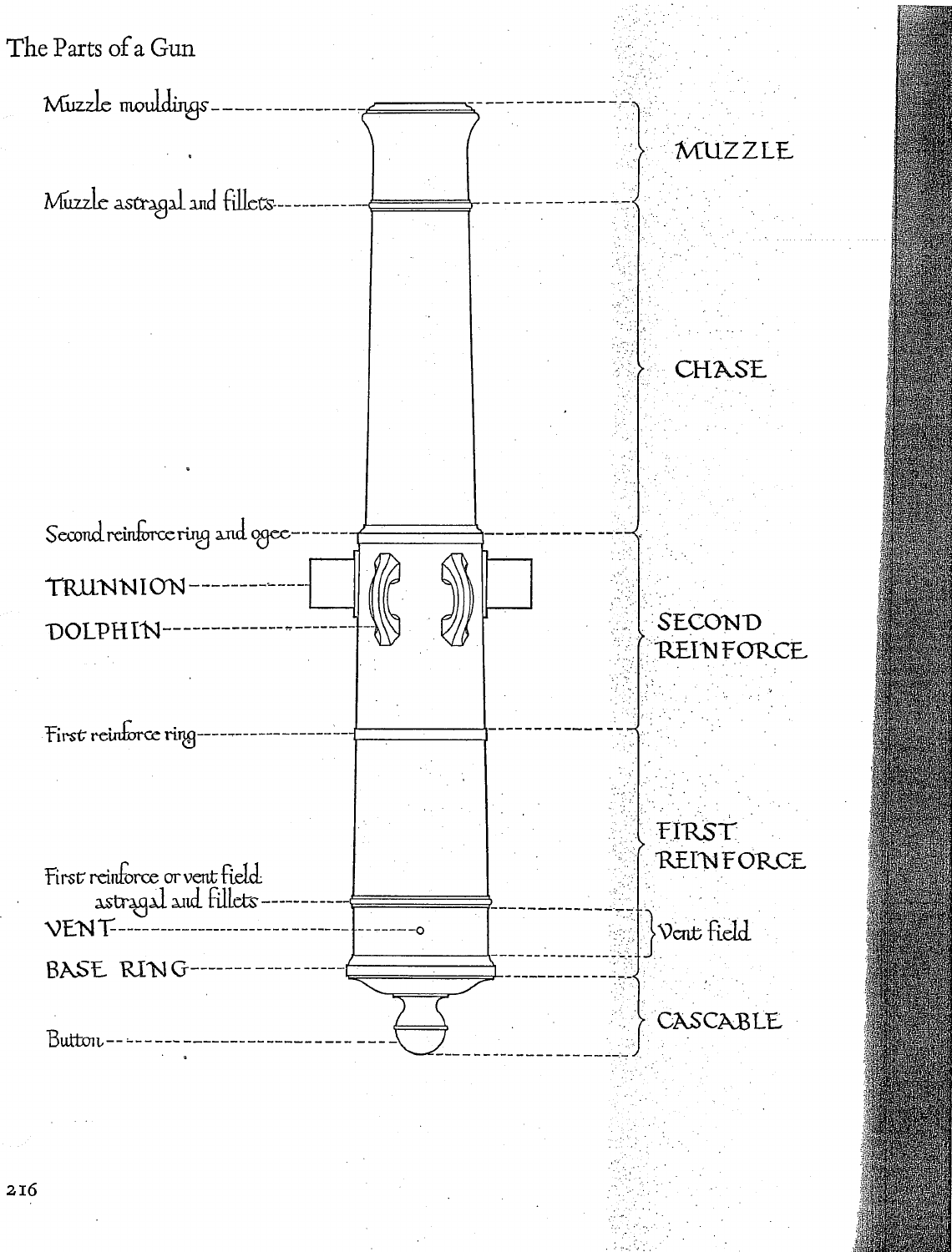# The Parts of a Gun

Muzzle mouldings

Muzzle astragal and fillets

Second reinforce ring and ogee

TRUNNION

DOLPHIN

First reinforce ring

First reinforce or vent field astragal and fillets

VENT

BASE RING

Button

MUZZLE

CHASE

SECOND REINFORCE

FIRST REINFORCE

Vent field

CASCABLE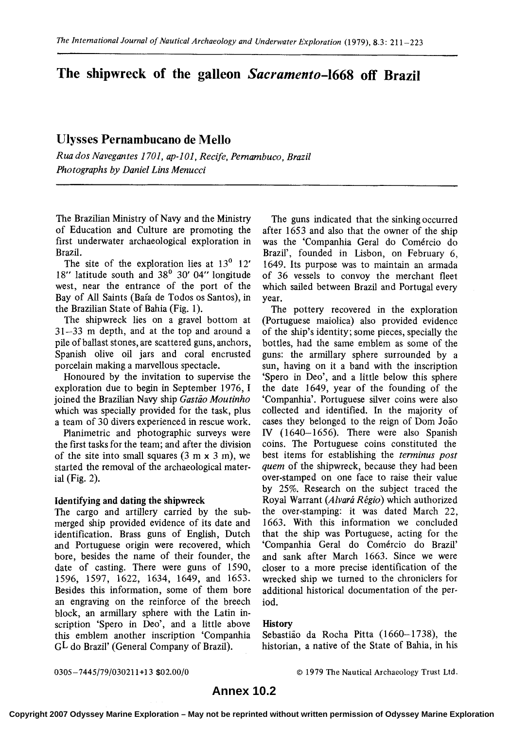# The shipwreck of the galleon *Sacramento*-1668 off Brazil

## Ulysses Pernambucano de Mello

*Rua dos Navegantes 1701, ap-101, Recife, Pernambuco, Brazil*
*Photographs by Daniel Lins Menucci*

The Brazilian Ministry of Navy and the Ministry of Education and Culture are promoting the first underwater archaeological exploration in Brazil.

The site of the exploration lies at 13° 12′ 18″ latitude south and 38° 30′ 04″ longitude west, near the entrance of the port of the Bay of All Saints (Baía de Todos os Santos), in the Brazilian State of Bahia (Fig. 1).

The shipwreck lies on a gravel bottom at 31–33 m depth, and at the top and around a pile of ballast stones, are scattered guns, anchors, Spanish olive oil jars and coral encrusted porcelain making a marvellous spectacle.

Honoured by the invitation to supervise the exploration due to begin in September 1976, I joined the Brazilian Navy ship *Gastão Moutinho* which was specially provided for the task, plus a team of 30 divers experienced in rescue work.

Planimetric and photographic surveys were the first tasks for the team; and after the division of the site into small squares (3 m x 3 m), we started the removal of the archaeological material (Fig. 2).

### Identifying and dating the shipwreck

The cargo and artillery carried by the submerged ship provided evidence of its date and identification. Brass guns of English, Dutch and Portuguese origin were recovered, which bore, besides the name of their founder, the date of casting. There were guns of 1590, 1596, 1597, 1622, 1634, 1649, and 1653. Besides this information, some of them bore an engraving on the reinforce of the breech block, an armillary sphere with the Latin inscription 'Spero in Deo', and a little above this emblem another inscription 'Companhia G$^{L}$ do Brazil' (General Company of Brazil).

The guns indicated that the sinking occurred after 1653 and also that the owner of the ship was the 'Companhia Geral do Comércio do Brazil', founded in Lisbon, on February 6, 1649. Its purpose was to maintain an armada of 36 vessels to convoy the merchant fleet which sailed between Brazil and Portugal every year.

The pottery recovered in the exploration (Portuguese maiolica) also provided evidence of the ship's identity; some pieces, specially the bottles, had the same emblem as some of the guns: the armillary sphere surrounded by a sun, having on it a band with the inscription 'Spero in Deo', and a little below this sphere the date 1649, year of the founding of the 'Companhia'. Portuguese silver coins were also collected and identified. In the majority of cases they belonged to the reign of Dom João IV (1640–1656). There were also Spanish coins. The Portuguese coins constituted the best items for establishing the *terminus post quem* of the shipwreck, because they had been over-stamped on one face to raise their value by 25%. Research on the subject traced the Royal Warrant (*Alvará Régio*) which authorized the over-stamping: it was dated March 22, 1663. With this information we concluded that the ship was Portuguese, acting for the 'Companhia Geral do Comércio do Brazil' and sank after March 1663. Since we were closer to a more precise identification of the wrecked ship we turned to the chroniclers for additional historical documentation of the period.

### History

Sebastião da Rocha Pitta (1660–1738), the historian, a native of the State of Bahia, in his

0305–7445/79/030211+13 $02.00/0

© 1979 The Nautical Archaeology Trust Ltd.

**Annex 10.2**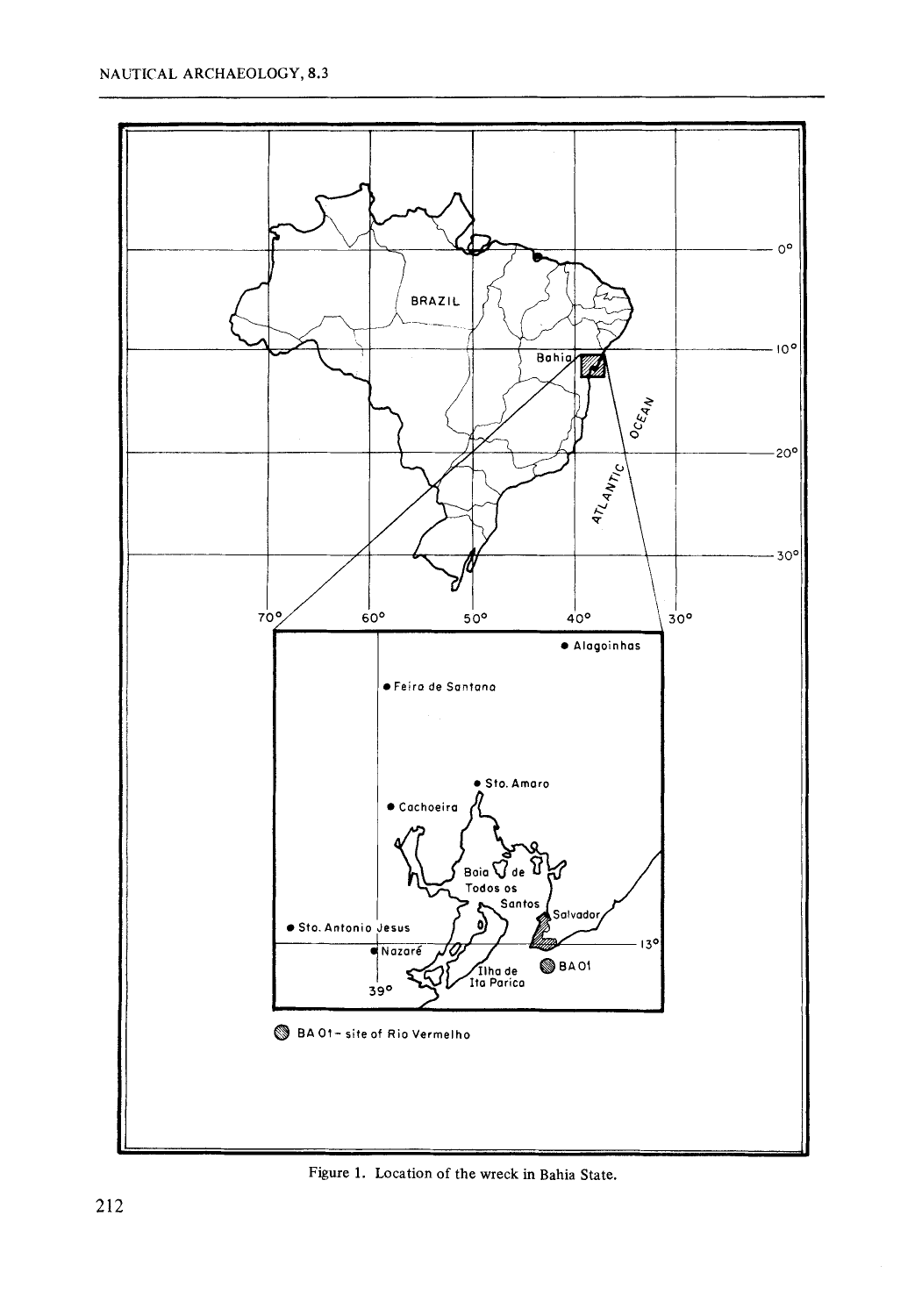Figure 1. Location of the wreck in Bahia State.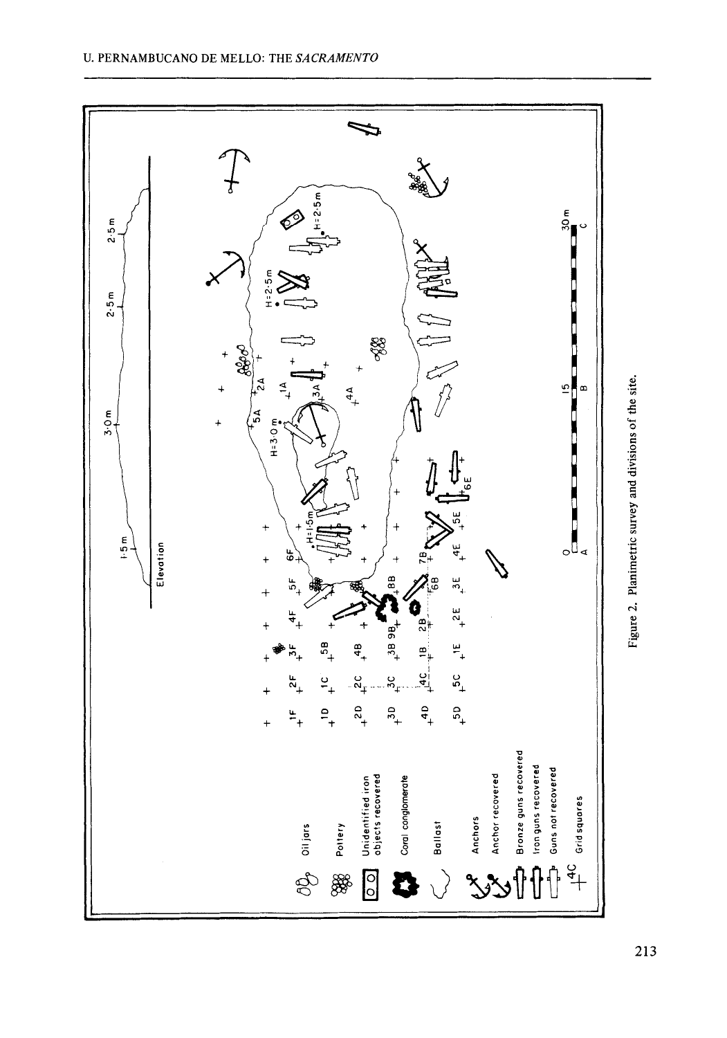Figure 2. Planimetric survey and divisions of the site.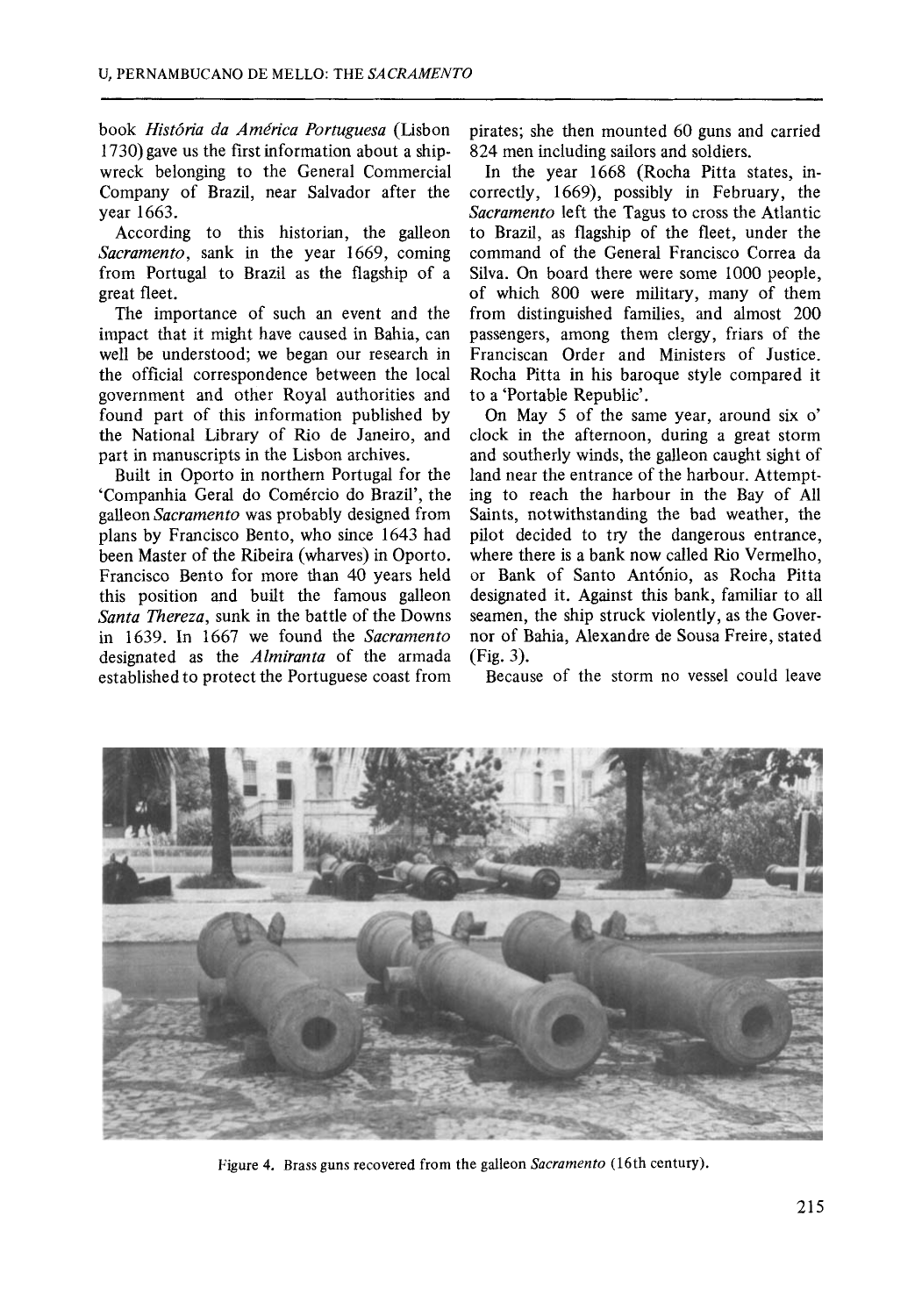book *História da América Portuguesa* (Lisbon 1730) gave us the first information about a shipwreck belonging to the General Commercial Company of Brazil, near Salvador after the year 1663.

According to this historian, the galleon *Sacramento*, sank in the year 1669, coming from Portugal to Brazil as the flagship of a great fleet.

The importance of such an event and the impact that it might have caused in Bahia, can well be understood; we began our research in the official correspondence between the local government and other Royal authorities and found part of this information published by the National Library of Rio de Janeiro, and part in manuscripts in the Lisbon archives.

Built in Oporto in northern Portugal for the 'Companhia Geral do Comércio do Brazil', the galleon *Sacramento* was probably designed from plans by Francisco Bento, who since 1643 had been Master of the Ribeira (wharves) in Oporto. Francisco Bento for more than 40 years held this position and built the famous galleon *Santa Thereza*, sunk in the battle of the Downs in 1639. In 1667 we found the *Sacramento* designated as the *Almiranta* of the armada established to protect the Portuguese coast from pirates; she then mounted 60 guns and carried 824 men including sailors and soldiers.

In the year 1668 (Rocha Pitta states, incorrectly, 1669), possibly in February, the *Sacramento* left the Tagus to cross the Atlantic to Brazil, as flagship of the fleet, under the command of the General Francisco Correa da Silva. On board there were some 1000 people, of which 800 were military, many of them from distinguished families, and almost 200 passengers, among them clergy, friars of the Franciscan Order and Ministers of Justice. Rocha Pitta in his baroque style compared it to a 'Portable Republic'.

On May 5 of the same year, around six o' clock in the afternoon, during a great storm and southerly winds, the galleon caught sight of land near the entrance of the harbour. Attempting to reach the harbour in the Bay of All Saints, notwithstanding the bad weather, the pilot decided to try the dangerous entrance, where there is a bank now called Rio Vermelho, or Bank of Santo Antônio, as Rocha Pitta designated it. Against this bank, familiar to all seamen, the ship struck violently, as the Governor of Bahia, Alexandre de Sousa Freire, stated (Fig. 3).

Because of the storm no vessel could leave

Figure 4. Brass guns recovered from the galleon *Sacramento* (16th century).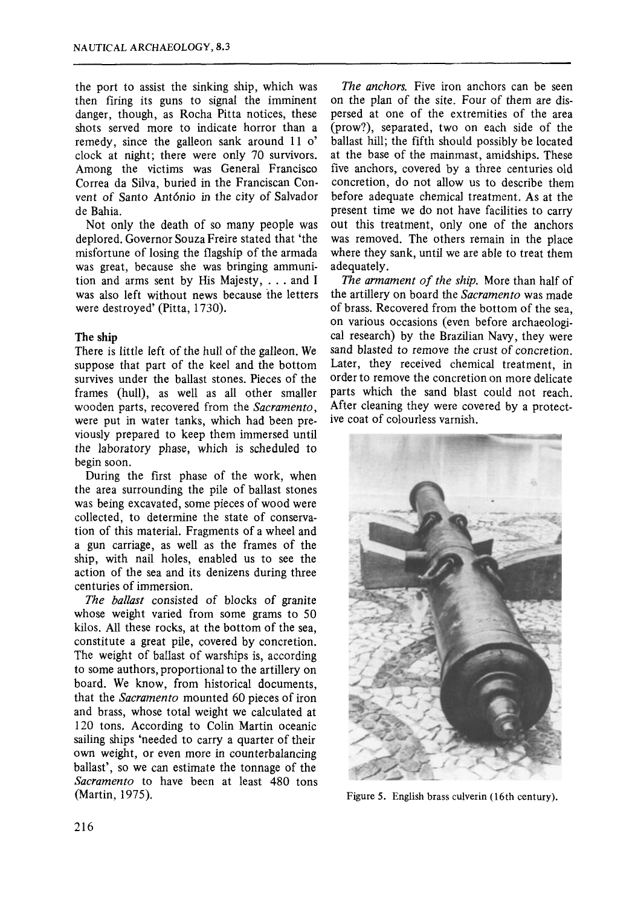the port to assist the sinking ship, which was then firing its guns to signal the imminent danger, though, as Rocha Pitta notices, these shots served more to indicate horror than a remedy, since the galleon sank around 11 o' clock at night; there were only 70 survivors. Among the victims was General Francisco Correa da Silva, buried in the Franciscan Convent of Santo António in the city of Salvador de Bahia.

Not only the death of so many people was deplored. Governor Souza Freire stated that 'the misfortune of losing the flagship of the armada was great, because she was bringing ammunition and arms sent by His Majesty, . . . and I was also left without news because the letters were destroyed' (Pitta, 1730).

## The ship

There is little left of the hull of the galleon. We suppose that part of the keel and the bottom survives under the ballast stones. Pieces of the frames (hull), as well as all other smaller wooden parts, recovered from the *Sacramento*, were put in water tanks, which had been previously prepared to keep them immersed until the laboratory phase, which is scheduled to begin soon.

During the first phase of the work, when the area surrounding the pile of ballast stones was being excavated, some pieces of wood were collected, to determine the state of conservation of this material. Fragments of a wheel and a gun carriage, as well as the frames of the ship, with nail holes, enabled us to see the action of the sea and its denizens during three centuries of immersion.

*The ballast* consisted of blocks of granite whose weight varied from some grams to 50 kilos. All these rocks, at the bottom of the sea, constitute a great pile, covered by concretion. The weight of ballast of warships is, according to some authors, proportional to the artillery on board. We know, from historical documents, that the *Sacramento* mounted 60 pieces of iron and brass, whose total weight we calculated at 120 tons. According to Colin Martin oceanic sailing ships 'needed to carry a quarter of their own weight, or even more in counterbalancing ballast', so we can estimate the tonnage of the *Sacramento* to have been at least 480 tons (Martin, 1975).

*The anchors.* Five iron anchors can be seen on the plan of the site. Four of them are dispersed at one of the extremities of the area (prow?), separated, two on each side of the ballast hill; the fifth should possibly be located at the base of the mainmast, amidships. These five anchors, covered by a three centuries old concretion, do not allow us to describe them before adequate chemical treatment. As at the present time we do not have facilities to carry out this treatment, only one of the anchors was removed. The others remain in the place where they sank, until we are able to treat them adequately.

*The armament of the ship.* More than half of the artillery on board the *Sacramento* was made of brass. Recovered from the bottom of the sea, on various occasions (even before archaeological research) by the Brazilian Navy, they were sand blasted to remove the crust of concretion. Later, they received chemical treatment, in order to remove the concretion on more delicate parts which the sand blast could not reach. After cleaning they were covered by a protective coat of colourless varnish.

Figure 5. English brass culverin (16th century).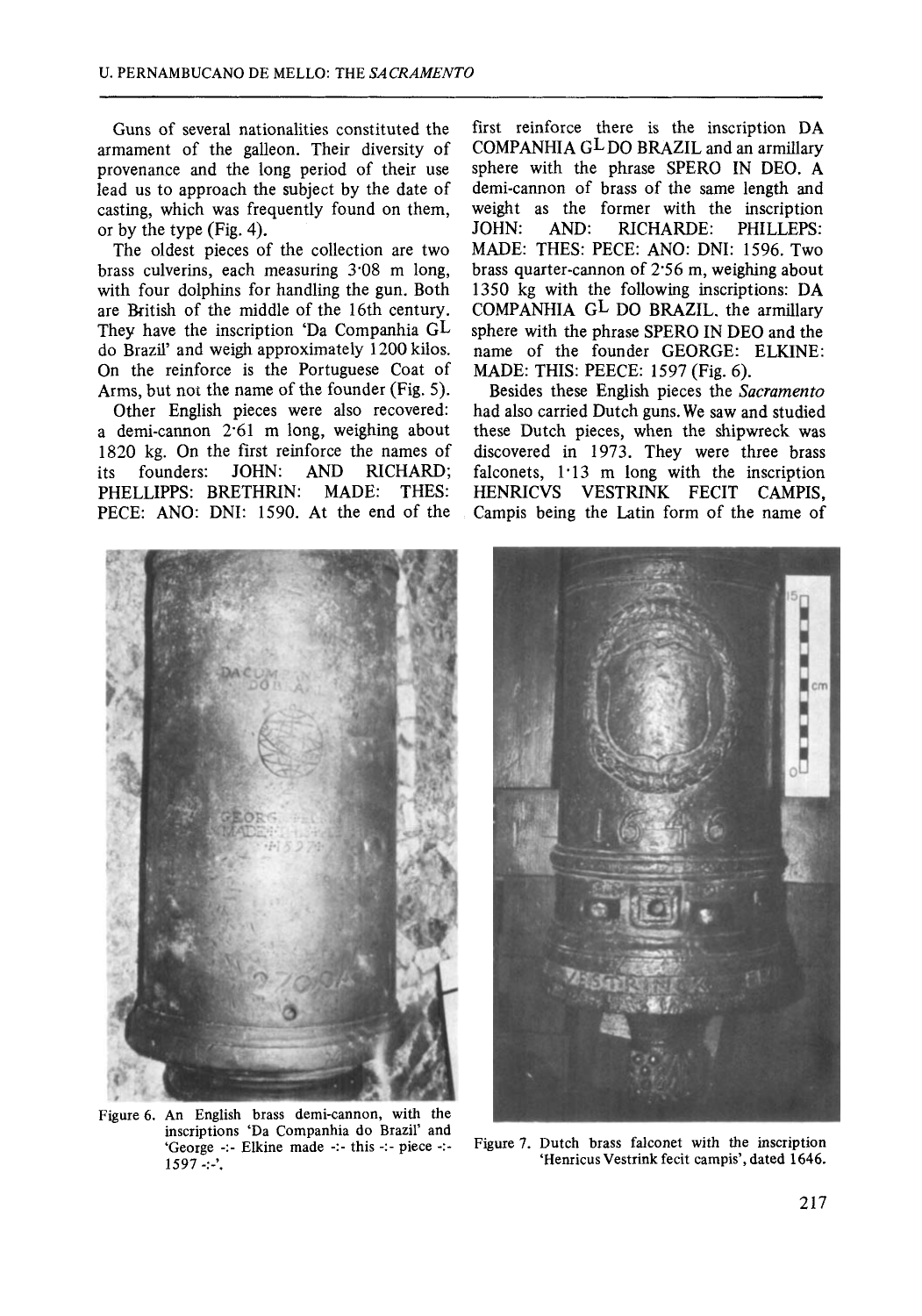Guns of several nationalities constituted the armament of the galleon. Their diversity of provenance and the long period of their use lead us to approach the subject by the date of casting, which was frequently found on them, or by the type (Fig. 4).

The oldest pieces of the collection are two brass culverins, each measuring 3·08 m long, with four dolphins for handling the gun. Both are British of the middle of the 16th century. They have the inscription 'Da Companhia G$^{L}$ do Brazil' and weigh approximately 1200 kilos. On the reinforce is the Portuguese Coat of Arms, but not the name of the founder (Fig. 5).

Other English pieces were also recovered: a demi-cannon 2·61 m long, weighing about 1820 kg. On the first reinforce the names of its founders: JOHN: AND RICHARD; PHELLIPPS: BRETHRIN: MADE: THES: PECE: ANO: DNI: 1590. At the end of the first reinforce there is the inscription DA COMPANHIA G$^{L}$ DO BRAZIL and an armillary sphere with the phrase SPERO IN DEO. A demi-cannon of brass of the same length and weight as the former with the inscription JOHN: AND: RICHARDE: PHILLEPS: MADE: THES: PECE: ANO: DNI: 1596. Two brass quarter-cannon of 2·56 m, weighing about 1350 kg with the following inscriptions: DA COMPANHIA G$^{L}$ DO BRAZIL. the armillary sphere with the phrase SPERO IN DEO and the name of the founder GEORGE: ELKINE: MADE: THIS: PEECE: 1597 (Fig. 6).

Besides these English pieces the *Sacramento* had also carried Dutch guns. We saw and studied these Dutch pieces, when the shipwreck was discovered in 1973. They were three brass falconets, 1·13 m long with the inscription HENRICVS VESTRINK FECIT CAMPIS, Campis being the Latin form of the name of

Figure 6. An English brass demi-cannon, with the inscriptions 'Da Companhia do Brazil' and 'George -:- Elkine made -:- this -:- piece -:- 1597 -:-'.

Figure 7. Dutch brass falconet with the inscription 'Henricus Vestrink fecit campis', dated 1646.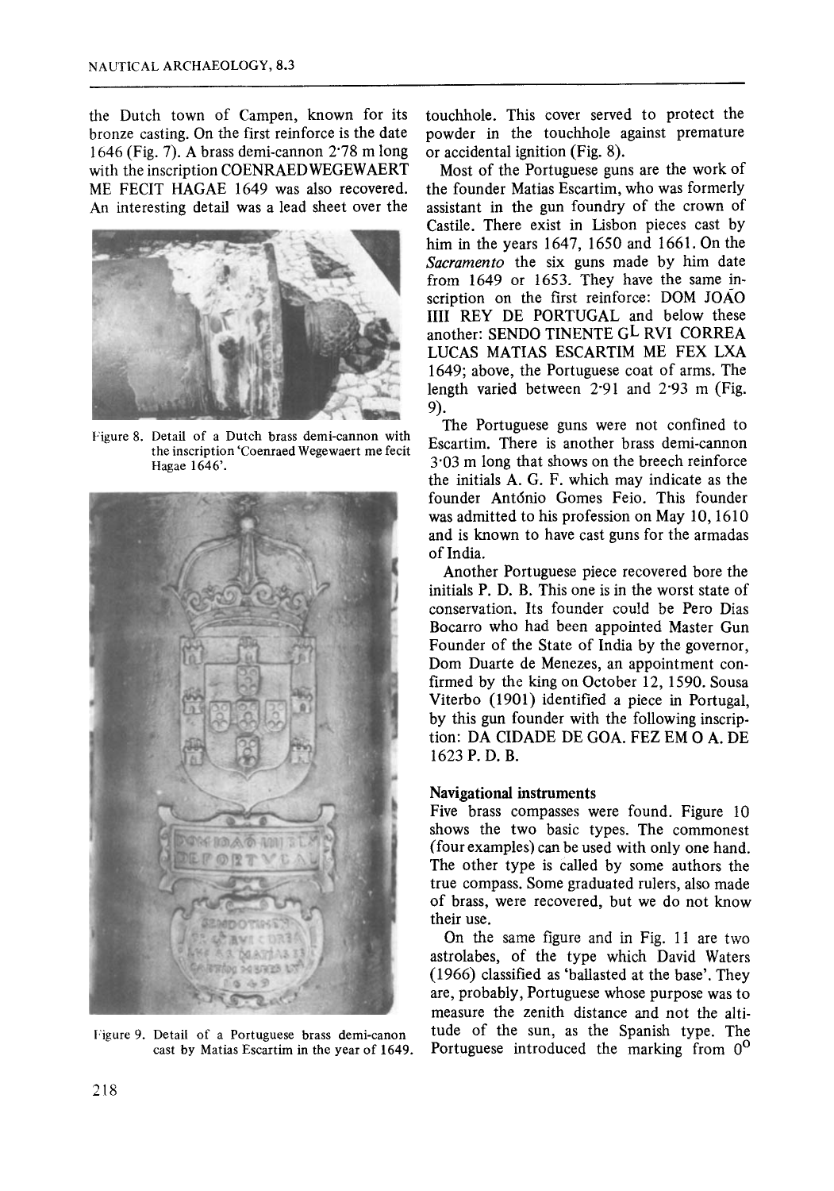the Dutch town of Campen, known for its bronze casting. On the first reinforce is the date 1646 (Fig. 7). A brass demi-cannon 2·78 m long with the inscription COENRAEDWEGEWAERT ME FECIT HAGAE 1649 was also recovered. An interesting detail was a lead sheet over the touchhole. This cover served to protect the powder in the touchhole against premature or accidental ignition (Fig. 8).

Figure 8. Detail of a Dutch brass demi-cannon with the inscription 'Coenraed Wegewaert me fecit Hagae 1646'.

Figure 9. Detail of a Portuguese brass demi-canon cast by Matias Escartim in the year of 1649.

Most of the Portuguese guns are the work of the founder Matias Escartim, who was formerly assistant in the gun foundry of the crown of Castile. There exist in Lisbon pieces cast by him in the years 1647, 1650 and 1661. On the *Sacramento* the six guns made by him date from 1649 or 1653. They have the same inscription on the first reinforce: DOM JOÃO IIII REY DE PORTUGAL and below these another: SENDO TINENTE G^L RVI CORREA LUCAS MATIAS ESCARTIM ME FEX LXA 1649; above, the Portuguese coat of arms. The length varied between 2·91 and 2·93 m (Fig. 9).

The Portuguese guns were not confined to Escartim. There is another brass demi-cannon 3·03 m long that shows on the breech reinforce the initials A. G. F. which may indicate as the founder António Gomes Feio. This founder was admitted to his profession on May 10, 1610 and is known to have cast guns for the armadas of India.

Another Portuguese piece recovered bore the initials P. D. B. This one is in the worst state of conservation. Its founder could be Pero Dias Bocarro who had been appointed Master Gun Founder of the State of India by the governor, Dom Duarte de Menezes, an appointment confirmed by the king on October 12, 1590. Sousa Viterbo (1901) identified a piece in Portugal, by this gun founder with the following inscription: DA CIDADE DE GOA. FEZ EM O A. DE 1623 P. D. B.

## Navigational instruments

Five brass compasses were found. Figure 10 shows the two basic types. The commonest (four examples) can be used with only one hand. The other type is called by some authors the true compass. Some graduated rulers, also made of brass, were recovered, but we do not know their use.

On the same figure and in Fig. 11 are two astrolabes, of the type which David Waters (1966) classified as 'ballasted at the base'. They are, probably, Portuguese whose purpose was to measure the zenith distance and not the altitude of the sun, as the Spanish type. The Portuguese introduced the marking from $0^{o}$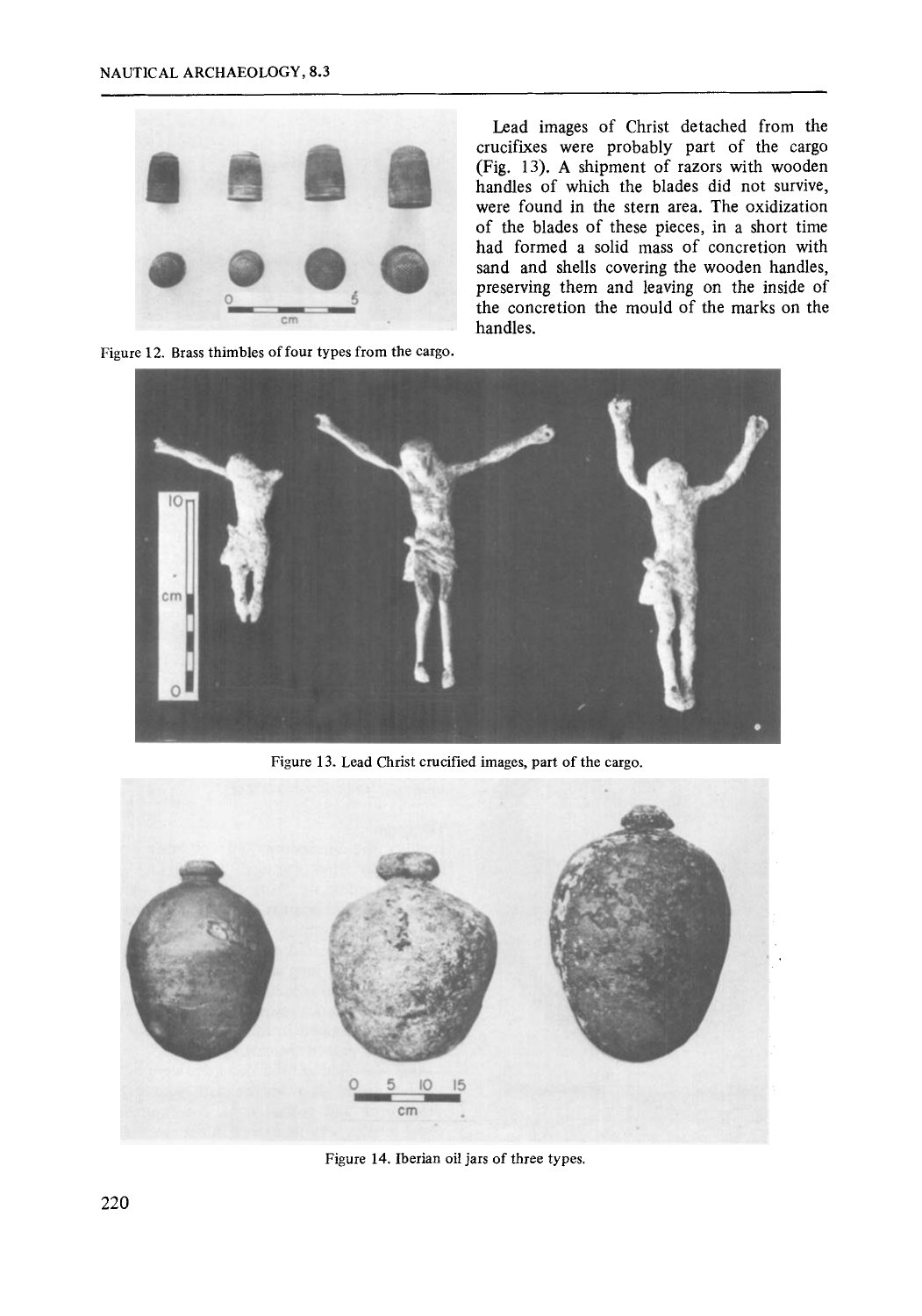Figure 12. Brass thimbles of four types from the cargo.

Lead images of Christ detached from the crucifixes were probably part of the cargo (Fig. 13). A shipment of razors with wooden handles of which the blades did not survive, were found in the stern area. The oxidization of the blades of these pieces, in a short time had formed a solid mass of concretion with sand and shells covering the wooden handles, preserving them and leaving on the inside of the concretion the mould of the marks on the handles.

Figure 13. Lead Christ crucified images, part of the cargo.

Figure 14. Iberian oil jars of three types.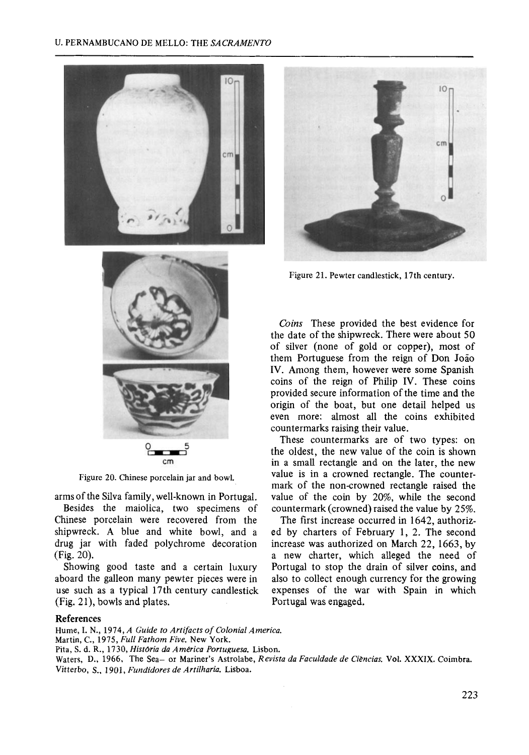Figure 20. Chinese porcelain jar and bowl.

Figure 21. Pewter candlestick, 17th century.

arms of the Silva family, well-known in Portugal.

Besides the maiolica, two specimens of Chinese porcelain were recovered from the shipwreck. A blue and white bowl, and a drug jar with faded polychrome decoration (Fig. 20).

Showing good taste and a certain luxury aboard the galleon many pewter pieces were in use such as a typical 17th century candlestick (Fig. 21), bowls and plates.

*Coins* These provided the best evidence for the date of the shipwreck. There were about 50 of silver (none of gold or copper), most of them Portuguese from the reign of Don João IV. Among them, however were some Spanish coins of the reign of Philip IV. These coins provided secure information of the time and the origin of the boat, but one detail helped us even more: almost all the coins exhibited countermarks raising their value.

These countermarks are of two types: on the oldest, the new value of the coin is shown in a small rectangle and on the later, the new value is in a crowned rectangle. The countermark of the non-crowned rectangle raised the value of the coin by 20%, while the second countermark (crowned) raised the value by 25%.

The first increase occurred in 1642, authorized by charters of February 1, 2. The second increase was authorized on March 22, 1663, by a new charter, which alleged the need of Portugal to stop the drain of silver coins, and also to collect enough currency for the growing expenses of the war with Spain in which Portugal was engaged.

## References

Hume, I. N., 1974, *A Guide to Artifacts of Colonial America.*

Martin, C., 1975, *Full Fathom Five.* New York.

Pita, S. d. R., 1730, *História da América Portuguesa.* Lisbon.

Waters, D., 1966, The Sea– or Mariner's Astrolabe, *Revista da Faculdade de Ciências.* Vol. XXXIX. Coimbra.

Vitterbo, S., 1901, *Fundidores de Artilharia.* Lisboa.